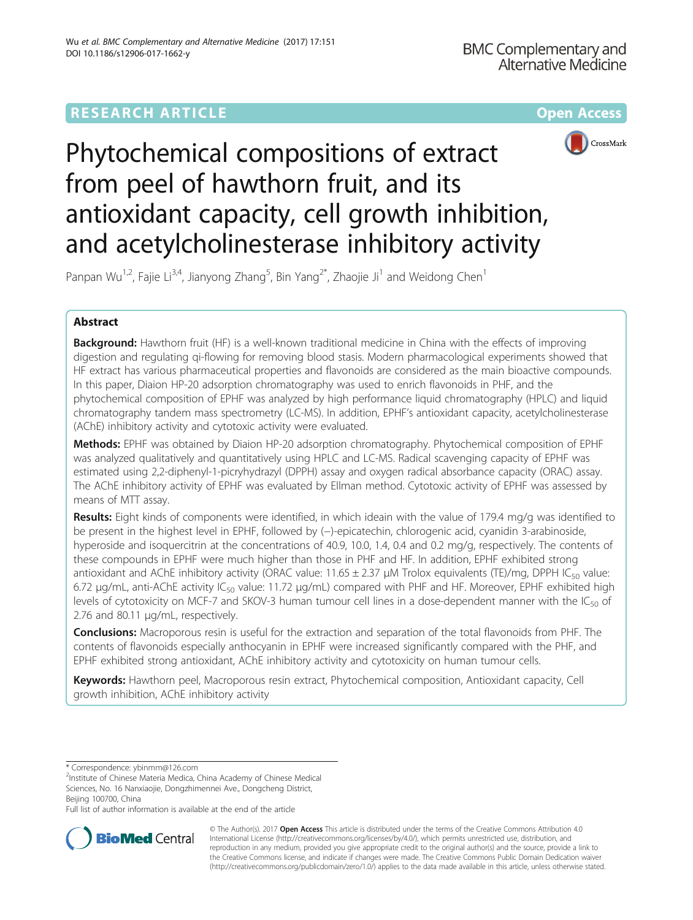RESEARCH ARTICLE

Open Access

# Phytochemical compositions of extract from peel of hawthorn fruit, and its antioxidant capacity, cell growth inhibition, and acetylcholinesterase inhibitory activity

Panpan Wu[1,2], Fajie Li[3,4], Jianyong Zhang[5], Bin Yang[2*], Zhaojie Ji[1] and Weidong Chen[1]

## Abstract

**Background:** Hawthorn fruit (HF) is a well-known traditional medicine in China with the effects of improving digestion and regulating qi-flowing for removing blood stasis. Modern pharmacological experiments showed that HF extract has various pharmaceutical properties and flavonoids are considered as the main bioactive compounds. In this paper, Diaion HP-20 adsorption chromatography was used to enrich flavonoids in PHF, and the phytochemical composition of EPHF was analyzed by high performance liquid chromatography (HPLC) and liquid chromatography tandem mass spectrometry (LC-MS). In addition, EPHF's antioxidant capacity, acetylcholinesterase (AChE) inhibitory activity and cytotoxic activity were evaluated.

**Methods:** EPHF was obtained by Diaion HP-20 adsorption chromatography. Phytochemical composition of EPHF was analyzed qualitatively and quantitatively using HPLC and LC-MS. Radical scavenging capacity of EPHF was estimated using 2,2-diphenyl-1-picryhydrazyl (DPPH) assay and oxygen radical absorbance capacity (ORAC) assay. The AChE inhibitory activity of EPHF was evaluated by Ellman method. Cytotoxic activity of EPHF was assessed by means of MTT assay.

**Results:** Eight kinds of components were identified, in which ideain with the value of 179.4 mg/g was identified to be present in the highest level in EPHF, followed by (−)-epicatechin, chlorogenic acid, cyanidin 3-arabinoside, hyperoside and isoquercitrin at the concentrations of 40.9, 10.0, 1.4, 0.4 and 0.2 mg/g, respectively. The contents of these compounds in EPHF were much higher than those in PHF and HF. In addition, EPHF exhibited strong antioxidant and AChE inhibitory activity (ORAC value: 11.65 ± 2.37 μM Trolox equivalents (TE)/mg, DPPH $IC_{50}$ value: 6.72 μg/mL, anti-AChE activity $IC_{50}$ value: 11.72 μg/mL) compared with PHF and HF. Moreover, EPHF exhibited high levels of cytotoxicity on MCF-7 and SKOV-3 human tumour cell lines in a dose-dependent manner with the $IC_{50}$ of 2.76 and 80.11 μg/mL, respectively.

**Conclusions:** Macroporous resin is useful for the extraction and separation of the total flavonoids from PHF. The contents of flavonoids especially anthocyanin in EPHF were increased significantly compared with the PHF, and EPHF exhibited strong antioxidant, AChE inhibitory activity and cytotoxicity on human tumour cells.

**Keywords:** Hawthorn peel, Macroporous resin extract, Phytochemical composition, Antioxidant capacity, Cell growth inhibition, AChE inhibitory activity

\* Correspondence: ybinmm@126.com
[2]Institute of Chinese Materia Medica, China Academy of Chinese Medical Sciences, No. 16 Nanxiaojie, Dongzhimennei Ave., Dongcheng District, Beijing 100700, China
Full list of author information is available at the end of the article

© The Author(s). 2017 **Open Access** This article is distributed under the terms of the Creative Commons Attribution 4.0 International License (http://creativecommons.org/licenses/by/4.0/), which permits unrestricted use, distribution, and reproduction in any medium, provided you give appropriate credit to the original author(s) and the source, provide a link to the Creative Commons license, and indicate if changes were made. The Creative Commons Public Domain Dedication waiver (http://creativecommons.org/publicdomain/zero/1.0/) applies to the data made available in this article, unless otherwise stated.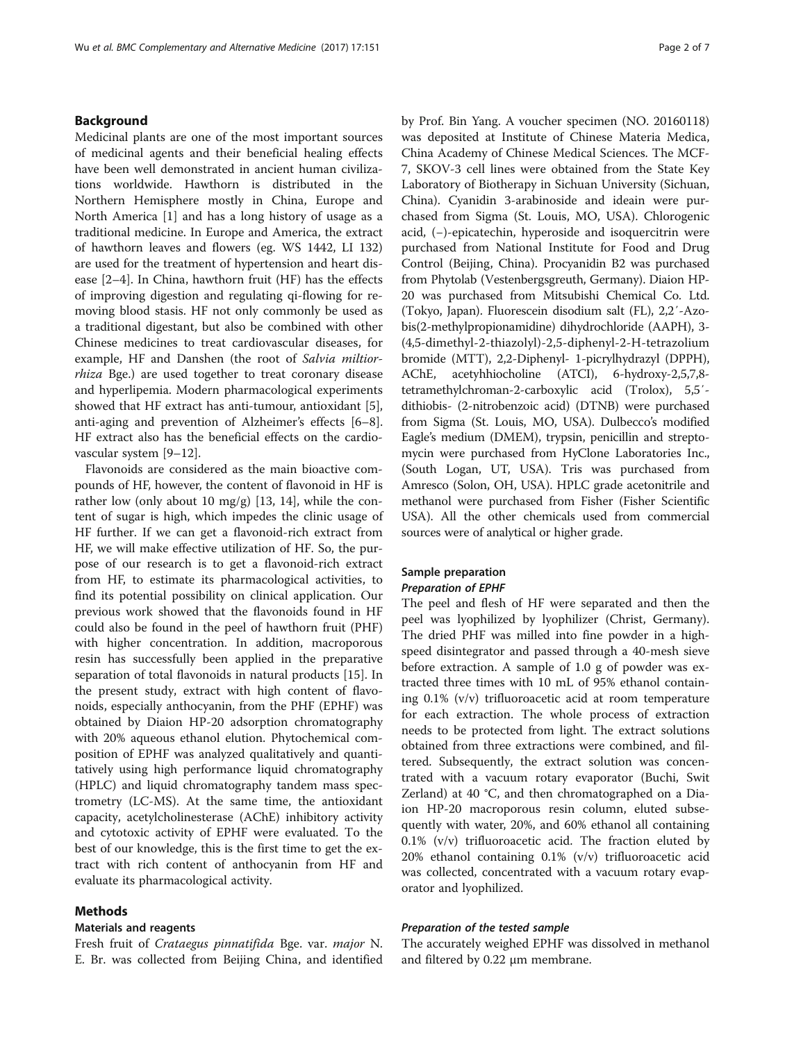## Background

Medicinal plants are one of the most important sources of medicinal agents and their beneficial healing effects have been well demonstrated in ancient human civilizations worldwide. Hawthorn is distributed in the Northern Hemisphere mostly in China, Europe and North America [1] and has a long history of usage as a traditional medicine. In Europe and America, the extract of hawthorn leaves and flowers (eg. WS 1442, LI 132) are used for the treatment of hypertension and heart disease [2–4]. In China, hawthorn fruit (HF) has the effects of improving digestion and regulating qi-flowing for removing blood stasis. HF not only commonly be used as a traditional digestant, but also be combined with other Chinese medicines to treat cardiovascular diseases, for example, HF and Danshen (the root of *Salvia miltiorrhiza* Bge.) are used together to treat coronary disease and hyperlipemia. Modern pharmacological experiments showed that HF extract has anti-tumour, antioxidant [5], anti-aging and prevention of Alzheimer's effects [6–8]. HF extract also has the beneficial effects on the cardiovascular system [9–12].

Flavonoids are considered as the main bioactive compounds of HF, however, the content of flavonoid in HF is rather low (only about 10 mg/g) [13, 14], while the content of sugar is high, which impedes the clinic usage of HF further. If we can get a flavonoid-rich extract from HF, we will make effective utilization of HF. So, the purpose of our research is to get a flavonoid-rich extract from HF, to estimate its pharmacological activities, to find its potential possibility on clinical application. Our previous work showed that the flavonoids found in HF could also be found in the peel of hawthorn fruit (PHF) with higher concentration. In addition, macroporous resin has successfully been applied in the preparative separation of total flavonoids in natural products [15]. In the present study, extract with high content of flavonoids, especially anthocyanin, from the PHF (EPHF) was obtained by Diaion HP-20 adsorption chromatography with 20% aqueous ethanol elution. Phytochemical composition of EPHF was analyzed qualitatively and quantitatively using high performance liquid chromatography (HPLC) and liquid chromatography tandem mass spectrometry (LC-MS). At the same time, the antioxidant capacity, acetylcholinesterase (AChE) inhibitory activity and cytotoxic activity of EPHF were evaluated. To the best of our knowledge, this is the first time to get the extract with rich content of anthocyanin from HF and evaluate its pharmacological activity.

## Methods

### Materials and reagents

Fresh fruit of *Crataegus pinnatifida* Bge. var. *major* N. E. Br. was collected from Beijing China, and identified by Prof. Bin Yang. A voucher specimen (NO. 20160118) was deposited at Institute of Chinese Materia Medica, China Academy of Chinese Medical Sciences. The MCF-7, SKOV-3 cell lines were obtained from the State Key Laboratory of Biotherapy in Sichuan University (Sichuan, China). Cyanidin 3-arabinoside and ideain were purchased from Sigma (St. Louis, MO, USA). Chlorogenic acid, (−)-epicatechin, hyperoside and isoquercitrin were purchased from National Institute for Food and Drug Control (Beijing, China). Procyanidin B2 was purchased from Phytolab (Vestenbergsgreuth, Germany). Diaion HP-20 was purchased from Mitsubishi Chemical Co. Ltd. (Tokyo, Japan). Fluorescein disodium salt (FL), 2,2′-Azobis(2-methylpropionamidine) dihydrochloride (AAPH), 3-(4,5-dimethyl-2-thiazolyl)-2,5-diphenyl-2-H-tetrazolium bromide (MTT), 2,2-Diphenyl- 1-picrylhydrazyl (DPPH), AChE, acetyhhiocholine (ATCI), 6-hydroxy-2,5,7,8-tetramethylchroman-2-carboxylic acid (Trolox), 5,5′-dithiobis- (2-nitrobenzoic acid) (DTNB) were purchased from Sigma (St. Louis, MO, USA). Dulbecco's modified Eagle's medium (DMEM), trypsin, penicillin and streptomycin were purchased from HyClone Laboratories Inc., (South Logan, UT, USA). Tris was purchased from Amresco (Solon, OH, USA). HPLC grade acetonitrile and methanol were purchased from Fisher (Fisher Scientific USA). All the other chemicals used from commercial sources were of analytical or higher grade.

### Sample preparation

#### Preparation of EPHF

The peel and flesh of HF were separated and then the peel was lyophilized by lyophilizer (Christ, Germany). The dried PHF was milled into fine powder in a high-speed disintegrator and passed through a 40-mesh sieve before extraction. A sample of 1.0 g of powder was extracted three times with 10 mL of 95% ethanol containing 0.1% (v/v) trifluoroacetic acid at room temperature for each extraction. The whole process of extraction needs to be protected from light. The extract solutions obtained from three extractions were combined, and filtered. Subsequently, the extract solution was concentrated with a vacuum rotary evaporator (Buchi, Swit Zerland) at 40 °C, and then chromatographed on a Diaion HP-20 macroporous resin column, eluted subsequently with water, 20%, and 60% ethanol all containing 0.1% (v/v) trifluoroacetic acid. The fraction eluted by 20% ethanol containing 0.1% (v/v) trifluoroacetic acid was collected, concentrated with a vacuum rotary evaporator and lyophilized.

#### Preparation of the tested sample

The accurately weighed EPHF was dissolved in methanol and filtered by 0.22 μm membrane.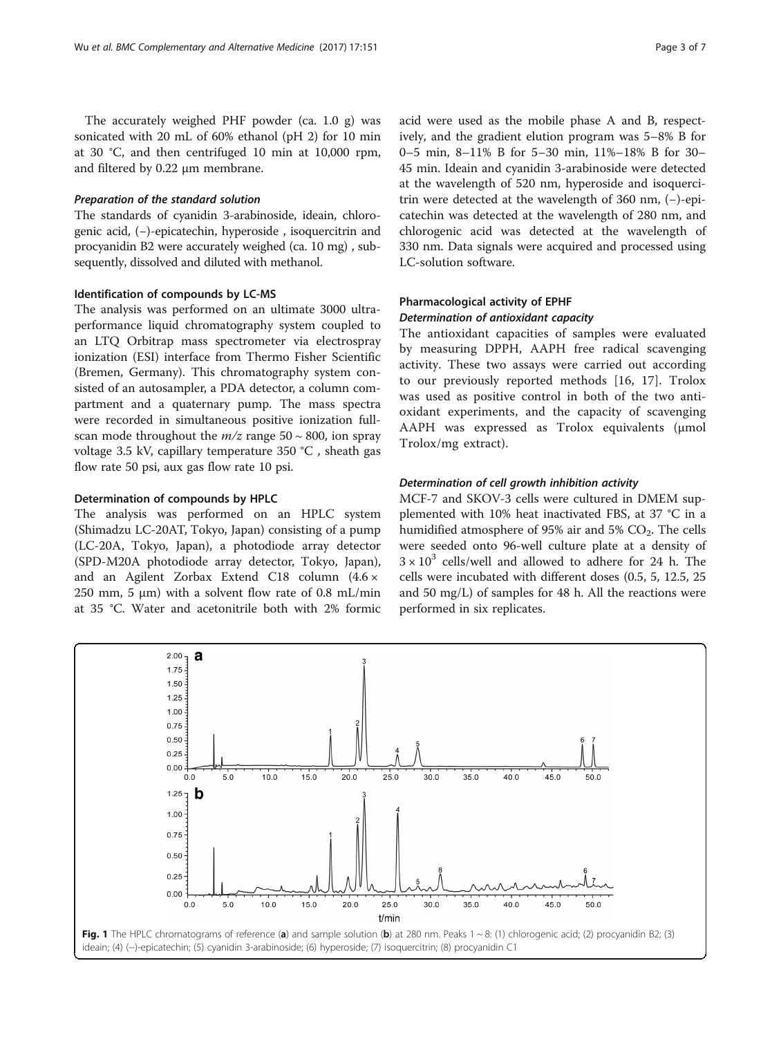The accurately weighed PHF powder (ca. 1.0 g) was sonicated with 20 mL of 60% ethanol (pH 2) for 10 min at 30 °C, and then centrifuged 10 min at 10,000 rpm, and filtered by 0.22 μm membrane.

#### *Preparation of the standard solution*

The standards of cyanidin 3-arabinoside, ideain, chlorogenic acid, (−)-epicatechin, hyperoside , isoquercitrin and procyanidin B2 were accurately weighed (ca. 10 mg) , subsequently, dissolved and diluted with methanol.

### Identification of compounds by LC-MS

The analysis was performed on an ultimate 3000 ultra-performance liquid chromatography system coupled to an LTQ Orbitrap mass spectrometer via electrospray ionization (ESI) interface from Thermo Fisher Scientific (Bremen, Germany). This chromatography system consisted of an autosampler, a PDA detector, a column compartment and a quaternary pump. The mass spectra were recorded in simultaneous positive ionization full-scan mode throughout the *m/z* range 50 ~ 800, ion spray voltage 3.5 kV, capillary temperature 350 °C , sheath gas flow rate 50 psi, aux gas flow rate 10 psi.

### Determination of compounds by HPLC

The analysis was performed on an HPLC system (Shimadzu LC-20AT, Tokyo, Japan) consisting of a pump (LC-20A, Tokyo, Japan), a photodiode array detector (SPD-M20A photodiode array detector, Tokyo, Japan), and an Agilent Zorbax Extend C18 column (4.6 × 250 mm, 5 μm) with a solvent flow rate of 0.8 mL/min at 35 °C. Water and acetonitrile both with 2% formic acid were used as the mobile phase A and B, respectively, and the gradient elution program was 5–8% B for 0–5 min, 8–11% B for 5–30 min, 11%–18% B for 30–45 min. Ideain and cyanidin 3-arabinoside were detected at the wavelength of 520 nm, hyperoside and isoquercitrin were detected at the wavelength of 360 nm, (−)-epicatechin was detected at the wavelength of 280 nm, and chlorogenic acid was detected at the wavelength of 330 nm. Data signals were acquired and processed using LC-solution software.

### Pharmacological activity of EPHF

#### *Determination of antioxidant capacity*

The antioxidant capacities of samples were evaluated by measuring DPPH, AAPH free radical scavenging activity. These two assays were carried out according to our previously reported methods [16, 17]. Trolox was used as positive control in both of the two antioxidant experiments, and the capacity of scavenging AAPH was expressed as Trolox equivalents (μmol Trolox/mg extract).

#### *Determination of cell growth inhibition activity*

MCF-7 and SKOV-3 cells were cultured in DMEM supplemented with 10% heat inactivated FBS, at 37 °C in a humidified atmosphere of 95% air and 5% $CO_2$. The cells were seeded onto 96-well culture plate at a density of $3 \times 10^3$ cells/well and allowed to adhere for 24 h. The cells were incubated with different doses (0.5, 5, 12.5, 25 and 50 mg/L) of samples for 48 h. All the reactions were performed in six replicates.

**Fig. 1** The HPLC chromatograms of reference (**a**) and sample solution (**b**) at 280 nm. Peaks 1 ~ 8: (1) chlorogenic acid; (2) procyanidin B2; (3) ideain; (4) (−)-epicatechin; (5) cyanidin 3-arabinoside; (6) hyperoside; (7) isoquercitrin; (8) procyanidin C1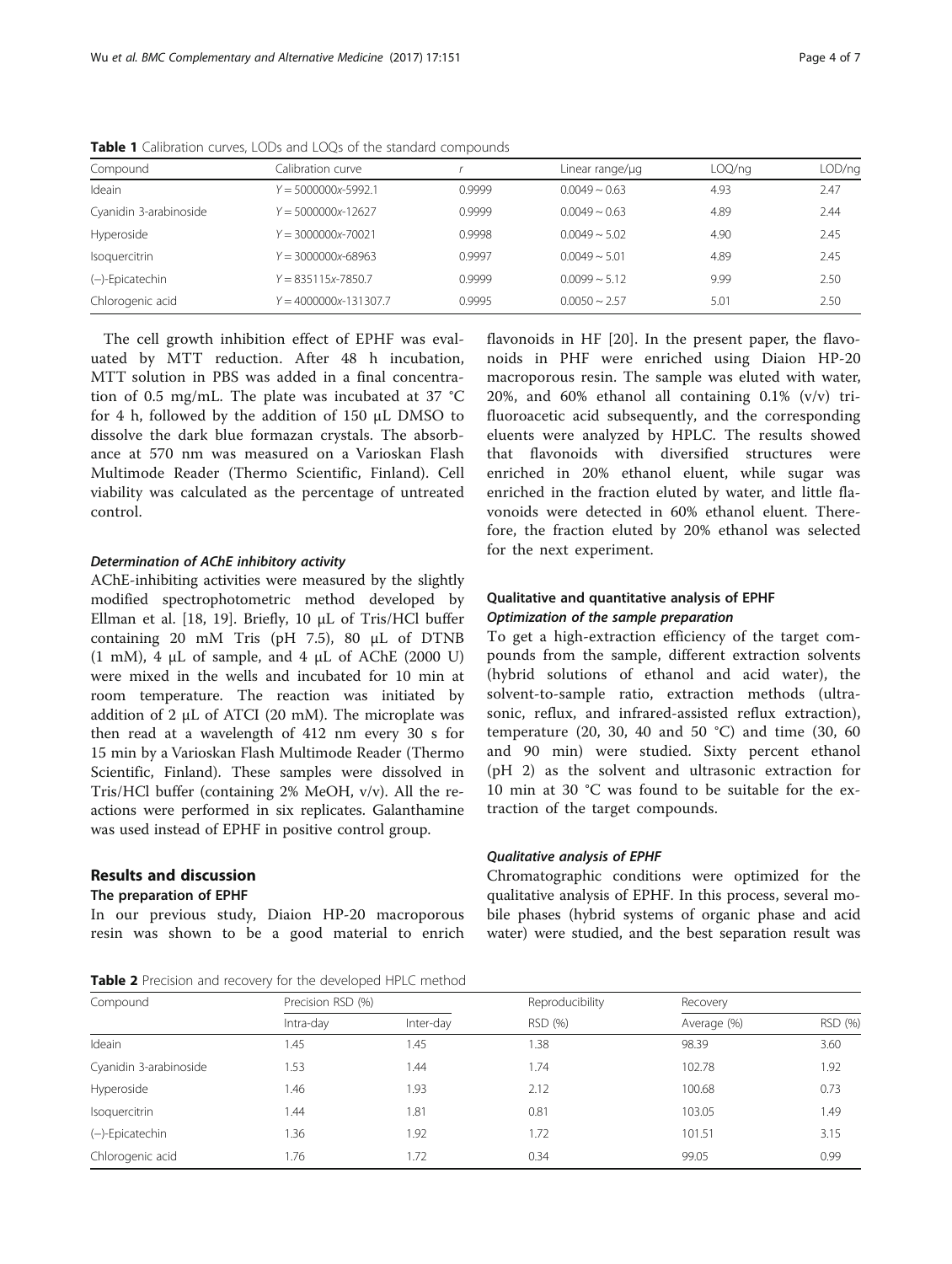**Table 1** Calibration curves, LODs and LOQs of the standard compounds

| Compound | Calibration curve | r | Linear range/μg | LOQ/ng | LOD/ng |
|---|---|---|---|---|---|
| Ideain | $Y = 5000000x$-5992.1 | 0.9999 | 0.0049 ~ 0.63 | 4.93 | 2.47 |
| Cyanidin 3-arabinoside | $Y = 5000000x$-12627 | 0.9999 | 0.0049 ~ 0.63 | 4.89 | 2.44 |
| Hyperoside | $Y = 3000000x$-70021 | 0.9998 | 0.0049 ~ 5.02 | 4.90 | 2.45 |
| Isoquercitrin | $Y = 3000000x$-68963 | 0.9997 | 0.0049 ~ 5.01 | 4.89 | 2.45 |
| (−)-Epicatechin | $Y = 835115x$-7850.7 | 0.9999 | 0.0099 ~ 5.12 | 9.99 | 2.50 |
| Chlorogenic acid | $Y = 4000000x$-131307.7 | 0.9995 | 0.0050 ~ 2.57 | 5.01 | 2.50 |

The cell growth inhibition effect of EPHF was evaluated by MTT reduction. After 48 h incubation, MTT solution in PBS was added in a final concentration of 0.5 mg/mL. The plate was incubated at 37 °C for 4 h, followed by the addition of 150 μL DMSO to dissolve the dark blue formazan crystals. The absorbance at 570 nm was measured on a Varioskan Flash Multimode Reader (Thermo Scientific, Finland). Cell viability was calculated as the percentage of untreated control.

#### *Determination of AChE inhibitory activity*

AChE-inhibiting activities were measured by the slightly modified spectrophotometric method developed by Ellman et al. [18, 19]. Briefly, 10 μL of Tris/HCl buffer containing 20 mM Tris (pH 7.5), 80 μL of DTNB (1 mM), 4 μL of sample, and 4 μL of AChE (2000 U) were mixed in the wells and incubated for 10 min at room temperature. The reaction was initiated by addition of 2 μL of ATCI (20 mM). The microplate was then read at a wavelength of 412 nm every 30 s for 15 min by a Varioskan Flash Multimode Reader (Thermo Scientific, Finland). These samples were dissolved in Tris/HCl buffer (containing 2% MeOH, v/v). All the reactions were performed in six replicates. Galanthamine was used instead of EPHF in positive control group.

## Results and discussion

### The preparation of EPHF

In our previous study, Diaion HP-20 macroporous resin was shown to be a good material to enrich flavonoids in HF [20]. In the present paper, the flavonoids in PHF were enriched using Diaion HP-20 macroporous resin. The sample was eluted with water, 20%, and 60% ethanol all containing 0.1% (v/v) trifluoroacetic acid subsequently, and the corresponding eluents were analyzed by HPLC. The results showed that flavonoids with diversified structures were enriched in 20% ethanol eluent, while sugar was enriched in the fraction eluted by water, and little flavonoids were detected in 60% ethanol eluent. Therefore, the fraction eluted by 20% ethanol was selected for the next experiment.

### Qualitative and quantitative analysis of EPHF

#### *Optimization of the sample preparation*

To get a high-extraction efficiency of the target compounds from the sample, different extraction solvents (hybrid solutions of ethanol and acid water), the solvent-to-sample ratio, extraction methods (ultrasonic, reflux, and infrared-assisted reflux extraction), temperature (20, 30, 40 and 50 °C) and time (30, 60 and 90 min) were studied. Sixty percent ethanol (pH 2) as the solvent and ultrasonic extraction for 10 min at 30 °C was found to be suitable for the extraction of the target compounds.

#### *Qualitative analysis of EPHF*

Chromatographic conditions were optimized for the qualitative analysis of EPHF. In this process, several mobile phases (hybrid systems of organic phase and acid water) were studied, and the best separation result was

**Table 2** Precision and recovery for the developed HPLC method

| Compound | Precision RSD (%) | | Reproducibility | Recovery | |
|---|---|---|---|---|---|
| | Intra-day | Inter-day | RSD (%) | Average (%) | RSD (%) |
| Ideain | 1.45 | 1.45 | 1.38 | 98.39 | 3.60 |
| Cyanidin 3-arabinoside | 1.53 | 1.44 | 1.74 | 102.78 | 1.92 |
| Hyperoside | 1.46 | 1.93 | 2.12 | 100.68 | 0.73 |
| Isoquercitrin | 1.44 | 1.81 | 0.81 | 103.05 | 1.49 |
| (−)-Epicatechin | 1.36 | 1.92 | 1.72 | 101.51 | 3.15 |
| Chlorogenic acid | 1.76 | 1.72 | 0.34 | 99.05 | 0.99 |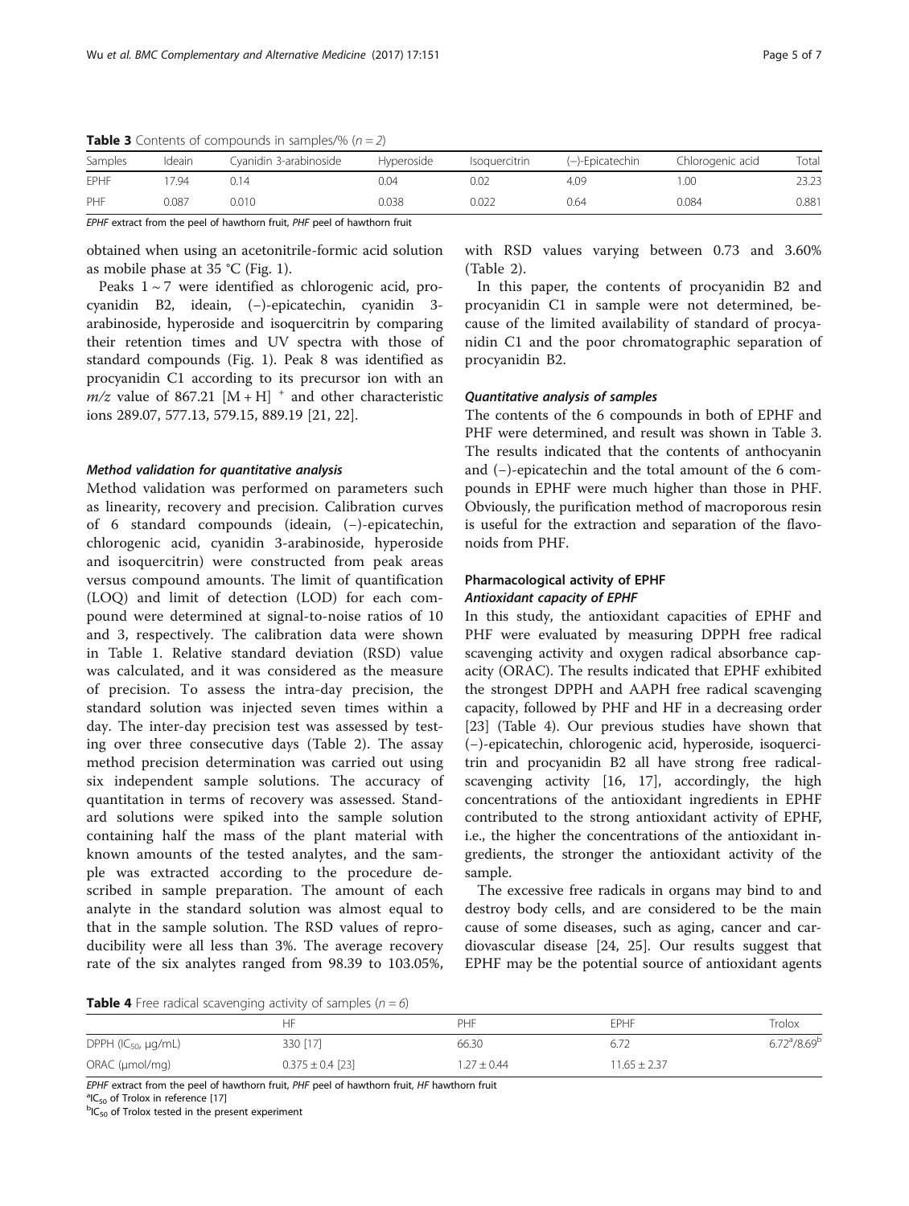**Table 3** Contents of compounds in samples/% ($n = 2$)

| Samples | Ideain | Cyanidin 3-arabinoside | Hyperoside | Isoquercitrin | (−)-Epicatechin | Chlorogenic acid | Total |
|---|---|---|---|---|---|---|---|
| EPHF | 17.94 | 0.14 | 0.04 | 0.02 | 4.09 | 1.00 | 23.23 |
| PHF | 0.087 | 0.010 | 0.038 | 0.022 | 0.64 | 0.084 | 0.881 |

*EPHF* extract from the peel of hawthorn fruit, *PHF* peel of hawthorn fruit

obtained when using an acetonitrile-formic acid solution as mobile phase at 35 °C (Fig. 1).

Peaks 1 ~ 7 were identified as chlorogenic acid, procyanidin B2, ideain, (−)-epicatechin, cyanidin 3-arabinoside, hyperoside and isoquercitrin by comparing their retention times and UV spectra with those of standard compounds (Fig. 1). Peak 8 was identified as procyanidin C1 according to its precursor ion with an $m/z$ value of 867.21 $[M + H]^+$ and other characteristic ions 289.07, 577.13, 579.15, 889.19 [21, 22].

#### *Method validation for quantitative analysis*

Method validation was performed on parameters such as linearity, recovery and precision. Calibration curves of 6 standard compounds (ideain, (−)-epicatechin, chlorogenic acid, cyanidin 3-arabinoside, hyperoside and isoquercitrin) were constructed from peak areas versus compound amounts. The limit of quantification (LOQ) and limit of detection (LOD) for each compound were determined at signal-to-noise ratios of 10 and 3, respectively. The calibration data were shown in Table 1. Relative standard deviation (RSD) value was calculated, and it was considered as the measure of precision. To assess the intra-day precision, the standard solution was injected seven times within a day. The inter-day precision test was assessed by testing over three consecutive days (Table 2). The assay method precision determination was carried out using six independent sample solutions. The accuracy of quantitation in terms of recovery was assessed. Standard solutions were spiked into the sample solution containing half the mass of the plant material with known amounts of the tested analytes, and the sample was extracted according to the procedure described in sample preparation. The amount of each analyte in the standard solution was almost equal to that in the sample solution. The RSD values of reproducibility were all less than 3%. The average recovery rate of the six analytes ranged from 98.39 to 103.05%, with RSD values varying between 0.73 and 3.60% (Table 2).

In this paper, the contents of procyanidin B2 and procyanidin C1 in sample were not determined, because of the limited availability of standard of procyanidin C1 and the poor chromatographic separation of procyanidin B2.

#### *Quantitative analysis of samples*

The contents of the 6 compounds in both of EPHF and PHF were determined, and result was shown in Table 3. The results indicated that the contents of anthocyanin and (−)-epicatechin and the total amount of the 6 compounds in EPHF were much higher than those in PHF. Obviously, the purification method of macroporous resin is useful for the extraction and separation of the flavonoids from PHF.

### Pharmacological activity of EPHF

#### *Antioxidant capacity of EPHF*

In this study, the antioxidant capacities of EPHF and PHF were evaluated by measuring DPPH free radical scavenging activity and oxygen radical absorbance capacity (ORAC). The results indicated that EPHF exhibited the strongest DPPH and AAPH free radical scavenging capacity, followed by PHF and HF in a decreasing order [23] (Table 4). Our previous studies have shown that (−)-epicatechin, chlorogenic acid, hyperoside, isoquercitrin and procyanidin B2 all have strong free radical-scavenging activity [16, 17], accordingly, the high concentrations of the antioxidant ingredients in EPHF contributed to the strong antioxidant activity of EPHF, i.e., the higher the concentrations of the antioxidant ingredients, the stronger the antioxidant activity of the sample.

The excessive free radicals in organs may bind to and destroy body cells, and are considered to be the main cause of some diseases, such as aging, cancer and cardiovascular disease [24, 25]. Our results suggest that EPHF may be the potential source of antioxidant agents

**Table 4** Free radical scavenging activity of samples ($n = 6$)

| | HF | PHF | EPHF | Trolox |
|---|---|---|---|---|
| DPPH ($IC_{50}$, μg/mL) | 330 [17] | 66.30 | 6.72 | 6.72[a]/8.69[b] |
| ORAC (μmol/mg) | 0.375 ± 0.4 [23] | 1.27 ± 0.44 | 11.65 ± 2.37 | |

*EPHF* extract from the peel of hawthorn fruit, *PHF* peel of hawthorn fruit, *HF* hawthorn fruit

[a] $IC_{50}$ of Trolox in reference [17]

[b] $IC_{50}$ of Trolox tested in the present experiment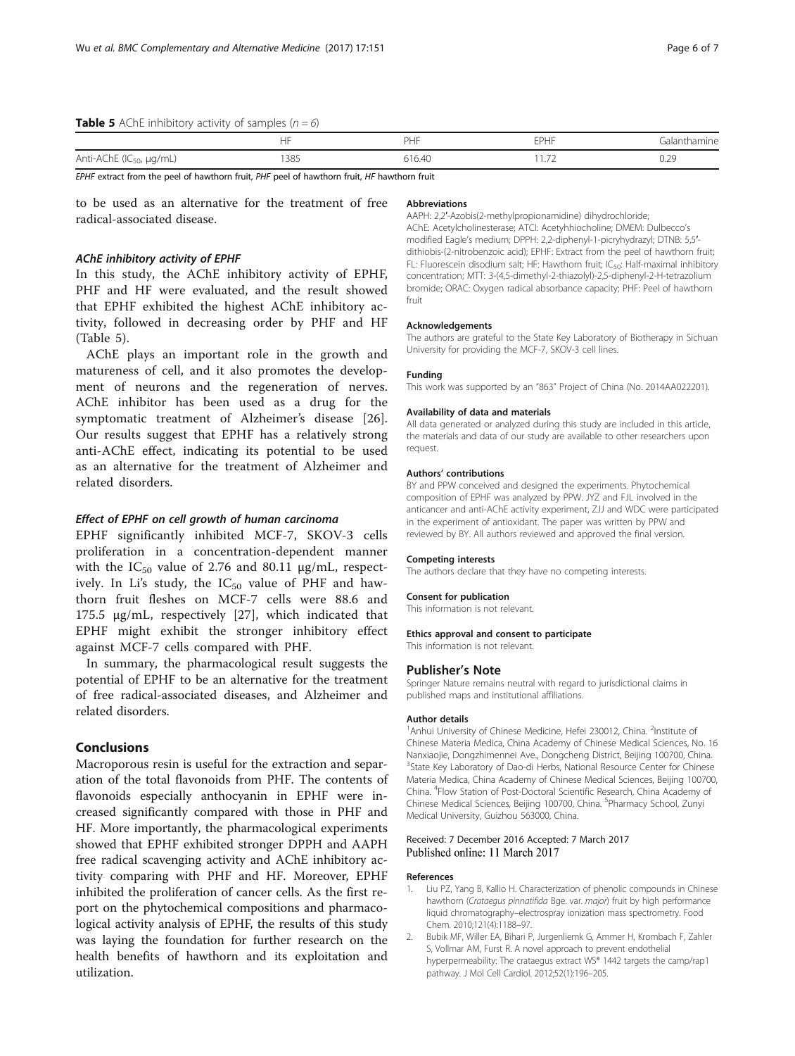**Table 5** AChE inhibitory activity of samples ($n = 6$)

| | HF | PHF | EPHF | Galanthamine |
|---|---|---|---|---|
| Anti-AChE ($IC_{50}$, μg/mL) | 1385 | 616.40 | 11.72 | 0.29 |

*EPHF* extract from the peel of hawthorn fruit, *PHF* peel of hawthorn fruit, *HF* hawthorn fruit

to be used as an alternative for the treatment of free radical-associated disease.

### AChE inhibitory activity of EPHF

In this study, the AChE inhibitory activity of EPHF, PHF and HF were evaluated, and the result showed that EPHF exhibited the highest AChE inhibitory activity, followed in decreasing order by PHF and HF (Table 5).

AChE plays an important role in the growth and matureness of cell, and it also promotes the development of neurons and the regeneration of nerves. AChE inhibitor has been used as a drug for the symptomatic treatment of Alzheimer's disease [26]. Our results suggest that EPHF has a relatively strong anti-AChE effect, indicating its potential to be used as an alternative for the treatment of Alzheimer and related disorders.

### Effect of EPHF on cell growth of human carcinoma

EPHF significantly inhibited MCF-7, SKOV-3 cells proliferation in a concentration-dependent manner with the $IC_{50}$ value of 2.76 and 80.11 μg/mL, respectively. In Li's study, the $IC_{50}$ value of PHF and hawthorn fruit fleshes on MCF-7 cells were 88.6 and 175.5 μg/mL, respectively [27], which indicated that EPHF might exhibit the stronger inhibitory effect against MCF-7 cells compared with PHF.

In summary, the pharmacological result suggests the potential of EPHF to be an alternative for the treatment of free radical-associated diseases, and Alzheimer and related disorders.

## Conclusions

Macroporous resin is useful for the extraction and separation of the total flavonoids from PHF. The contents of flavonoids especially anthocyanin in EPHF were increased significantly compared with those in PHF and HF. More importantly, the pharmacological experiments showed that EPHF exhibited stronger DPPH and AAPH free radical scavenging activity and AChE inhibitory activity comparing with PHF and HF. Moreover, EPHF inhibited the proliferation of cancer cells. As the first report on the phytochemical compositions and pharmacological activity analysis of EPHF, the results of this study was laying the foundation for further research on the health benefits of hawthorn and its exploitation and utilization.

#### Abbreviations

AAPH: 2,2′-Azobis(2-methylpropionamidine) dihydrochloride; AChE: Acetylcholinesterase; ATCI: Acetyhhiocholine; DMEM: Dulbecco's modified Eagle's medium; DPPH: 2,2-diphenyl-1-picryhydrazyl; DTNB: 5,5′-dithiobis-(2-nitrobenzoic acid); EPHF: Extract from the peel of hawthorn fruit; FL: Fluorescein disodium salt; HF: Hawthorn fruit; $IC_{50}$: Half-maximal inhibitory concentration; MTT: 3-(4,5-dimethyl-2-thiazolyl)-2,5-diphenyl-2-H-tetrazolium bromide; ORAC: Oxygen radical absorbance capacity; PHF: Peel of hawthorn fruit

#### Acknowledgements

The authors are grateful to the State Key Laboratory of Biotherapy in Sichuan University for providing the MCF-7, SKOV-3 cell lines.

#### Funding

This work was supported by an "863" Project of China (No. 2014AA022201).

#### Availability of data and materials

All data generated or analyzed during this study are included in this article, the materials and data of our study are available to other researchers upon request.

#### Authors' contributions

BY and PPW conceived and designed the experiments. Phytochemical composition of EPHF was analyzed by PPW. JYZ and FJL involved in the anticancer and anti-AChE activity experiment, ZJJ and WDC were participated in the experiment of antioxidant. The paper was written by PPW and reviewed by BY. All authors reviewed and approved the final version.

#### Competing interests

The authors declare that they have no competing interests.

#### Consent for publication

This information is not relevant.

#### Ethics approval and consent to participate

This information is not relevant.

### Publisher's Note

Springer Nature remains neutral with regard to jurisdictional claims in published maps and institutional affiliations.

#### Author details

[1]Anhui University of Chinese Medicine, Hefei 230012, China. [2]Institute of Chinese Materia Medica, China Academy of Chinese Medical Sciences, No. 16 Nanxiaojie, Dongzhimennei Ave., Dongcheng District, Beijing 100700, China. [3]State Key Laboratory of Dao-di Herbs, National Resource Center for Chinese Materia Medica, China Academy of Chinese Medical Sciences, Beijing 100700, China. [4]Flow Station of Post-Doctoral Scientific Research, China Academy of Chinese Medical Sciences, Beijing 100700, China. [5]Pharmacy School, Zunyi Medical University, Guizhou 563000, China.

Received: 7 December 2016 Accepted: 7 March 2017
Published online: 11 March 2017

#### References

1. Liu PZ, Yang B, Kallio H. Characterization of phenolic compounds in Chinese hawthorn (*Crataegus pinnatifida* Bge. var. *major*) fruit by high performance liquid chromatography–electrospray ionization mass spectrometry. Food Chem. 2010;121(4):1188–97.
2. Bubik MF, Willer EA, Bihari P, Jurgenliemk G, Ammer H, Krombach F, Zahler S, Vollmar AM, Furst R. A novel approach to prevent endothelial hyperpermeability: The crataegus extract WS® 1442 targets the camp/rap1 pathway. J Mol Cell Cardiol. 2012;52(1):196–205.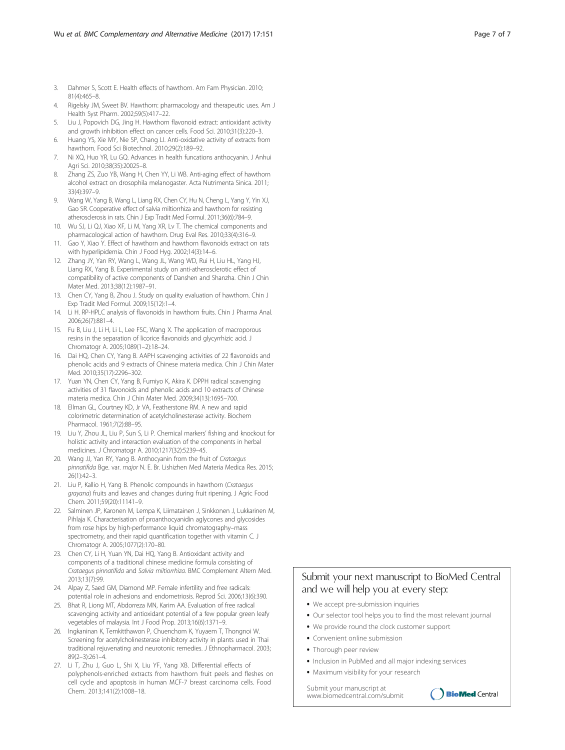3. Dahmer S, Scott E. Health effects of hawthorn. Am Fam Physician. 2010; 81(4):465–8.
4. Rigelsky JM, Sweet BV. Hawthorn: pharmacology and therapeutic uses. Am J Health Syst Pharm. 2002;59(5):417–22.
5. Liu J, Popovich DG, Jing H. Hawthorn flavonoid extract: antioxidant activity and growth inhibition effect on cancer cells. Food Sci. 2010;31(3):220–3.
6. Huang YS, Xie MY, Nie SP, Chang LI. Anti-oxidative activity of extracts from hawthorn. Food Sci Biotechnol. 2010;29(2):189–92.
7. Ni XQ, Huo YR, Lu GQ. Advances in health funcations anthocyanin. J Anhui Agri Sci. 2010;38(35):20025–8.
8. Zhang ZS, Zuo YB, Wang H, Chen YY, Li WB. Anti-aging effect of hawthorn alcohol extract on drosophila melanogaster. Acta Nutrimenta Sinica. 2011; 33(4):397–9.
9. Wang W, Yang B, Wang L, Liang RX, Chen CY, Hu N, Cheng L, Yang Y, Yin XJ, Gao SR. Cooperative effect of salvia miltiorrhiza and hawthorn for resisting atherosclerosis in rats. Chin J Exp Tradit Med Formul. 2011;36(6):784–9.
10. Wu SJ, Li QJ, Xiao XF, Li M, Yang XR, Lv T. The chemical components and pharmacological action of hawthorn. Drug Eval Res. 2010;33(4):316–9.
11. Gao Y, Xiao Y. Effect of hawthorn and hawthorn flavonoids extract on rats with hyperlipidemia. Chin J Food Hyg. 2002;14(3):14–6.
12. Zhang JY, Yan RY, Wang L, Wang JL, Wang WD, Rui H, Liu HL, Yang HJ, Liang RX, Yang B. Experimental study on anti-atherosclerotic effect of compatibility of active components of Danshen and Shanzha. Chin J Chin Mater Med. 2013;38(12):1987–91.
13. Chen CY, Yang B, Zhou J. Study on quality evaluation of hawthorn. Chin J Exp Tradit Med Formul. 2009;15(12):1–4.
14. Li H. RP-HPLC analysis of flavonoids in hawthorn fruits. Chin J Pharma Anal. 2006;26(7):881–4.
15. Fu B, Liu J, Li H, Li L, Lee FSC, Wang X. The application of macroporous resins in the separation of licorice flavonoids and glycyrrhizic acid. J Chromatogr A. 2005;1089(1–2):18–24.
16. Dai HQ, Chen CY, Yang B. AAPH scavenging activities of 22 flavonoids and phenolic acids and 9 extracts of Chinese materia medica. Chin J Chin Mater Med. 2010;35(17):2296–302.
17. Yuan YN, Chen CY, Yang B, Fumiyo K, Akira K. DPPH radical scavenging activities of 31 flavonoids and phenolic acids and 10 extracts of Chinese materia medica. Chin J Chin Mater Med. 2009;34(13):1695–700.
18. Ellman GL, Courtney KD, Jr VA, Featherstone RM. A new and rapid colorimetric determination of acetylcholinesterase activity. Biochem Pharmacol. 1961;7(2):88–95.
19. Liu Y, Zhou JL, Liu P, Sun S, Li P. Chemical markers' fishing and knockout for holistic activity and interaction evaluation of the components in herbal medicines. J Chromatogr A. 2010;1217(32):5239–45.
20. Wang JJ, Yan RY, Yang B. Anthocyanin from the fruit of *Crataegus pinnatifida* Bge. var. *major* N. E. Br. Lishizhen Med Materia Medica Res. 2015; 26(1):42–3.
21. Liu P, Kallio H, Yang B. Phenolic compounds in hawthorn (*Crataegus grayana*) fruits and leaves and changes during fruit ripening. J Agric Food Chem. 2011;59(20):11141–9.
22. Salminen JP, Karonen M, Lempa K, Liimatainen J, Sinkkonen J, Lukkarinen M, Pihlaja K. Characterisation of proanthocyanidin aglycones and glycosides from rose hips by high-performance liquid chromatography–mass spectrometry, and their rapid quantification together with vitamin C. J Chromatogr A. 2005;1077(2):170–80.
23. Chen CY, Li H, Yuan YN, Dai HQ, Yang B. Antioxidant activity and components of a traditional chinese medicine formula consisting of *Crataegus pinnatifida* and *Salvia miltiorrhiza*. BMC Complement Altern Med. 2013;13(7):99.
24. Alpay Z, Saed GM, Diamond MP. Female infertility and free radicals: potential role in adhesions and endometriosis. Reprod Sci. 2006;13(6):390.
25. Bhat R, Liong MT, Abdorreza MN, Karim AA. Evaluation of free radical scavenging activity and antioxidant potential of a few popular green leafy vegetables of malaysia. Int J Food Prop. 2013;16(6):1371–9.
26. Ingkaninan K, Temkitthawon P, Chuenchom K, Yuyaem T, Thongnoi W. Screening for acetylcholinesterase inhibitory activity in plants used in Thai traditional rejuvenating and neurotonic remedies. J Ethnopharmacol. 2003; 89(2–3):261–4.
27. Li T, Zhu J, Guo L, Shi X, Liu YF, Yang XB. Differential effects of polyphenols-enriched extracts from hawthorn fruit peels and fleshes on cell cycle and apoptosis in human MCF-7 breast carcinoma cells. Food Chem. 2013;141(2):1008–18.

Submit your next manuscript to BioMed Central and we will help you at every step:

- We accept pre-submission inquiries
- Our selector tool helps you to find the most relevant journal
- We provide round the clock customer support
- Convenient online submission
- Thorough peer review
- Inclusion in PubMed and all major indexing services
- Maximum visibility for your research

Submit your manuscript at www.biomedcentral.com/submit

BioMed Central